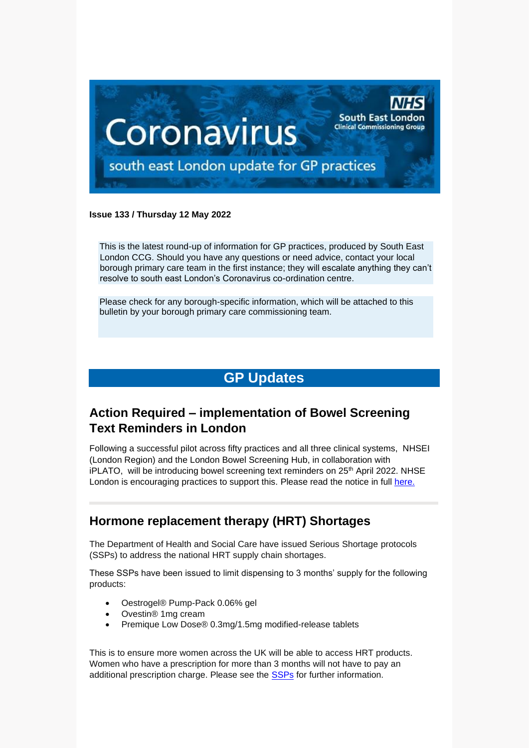# Coronavirus

south east London update for GP practices

NHS South East London Clinical Commissioning Group

**Issue 133 / Thursday 12 May 2022**

This is the latest round-up of information for GP practices, produced by South East London CCG. Should you have any questions or need advice, contact your local borough primary care team in the first instance; they will escalate anything they can't resolve to south east London's Coronavirus co-ordination centre.

Please check for any borough-specific information, which will be attached to this bulletin by your borough primary care commissioning team.

## GP Updates

### Action Required – implementation of Bowel Screening Text Reminders in London

Following a successful pilot across fifty practices and all three clinical systems, NHSEI (London Region) and the London Bowel Screening Hub, in collaboration with iPLATO, will be introducing bowel screening text reminders on 25th April 2022. NHSE London is encouraging practices to support this. Please read the notice in full here.

### Hormone replacement therapy (HRT) Shortages

The Department of Health and Social Care have issued Serious Shortage protocols (SSPs) to address the national HRT supply chain shortages.

These SSPs have been issued to limit dispensing to 3 months' supply for the following products:

- Oestrogel® Pump-Pack 0.06% gel
- Ovestin® 1mg cream
- Premique Low Dose® 0.3mg/1.5mg modified-release tablets

This is to ensure more women across the UK will be able to access HRT products. Women who have a prescription for more than 3 months will not have to pay an additional prescription charge. Please see the SSPs for further information.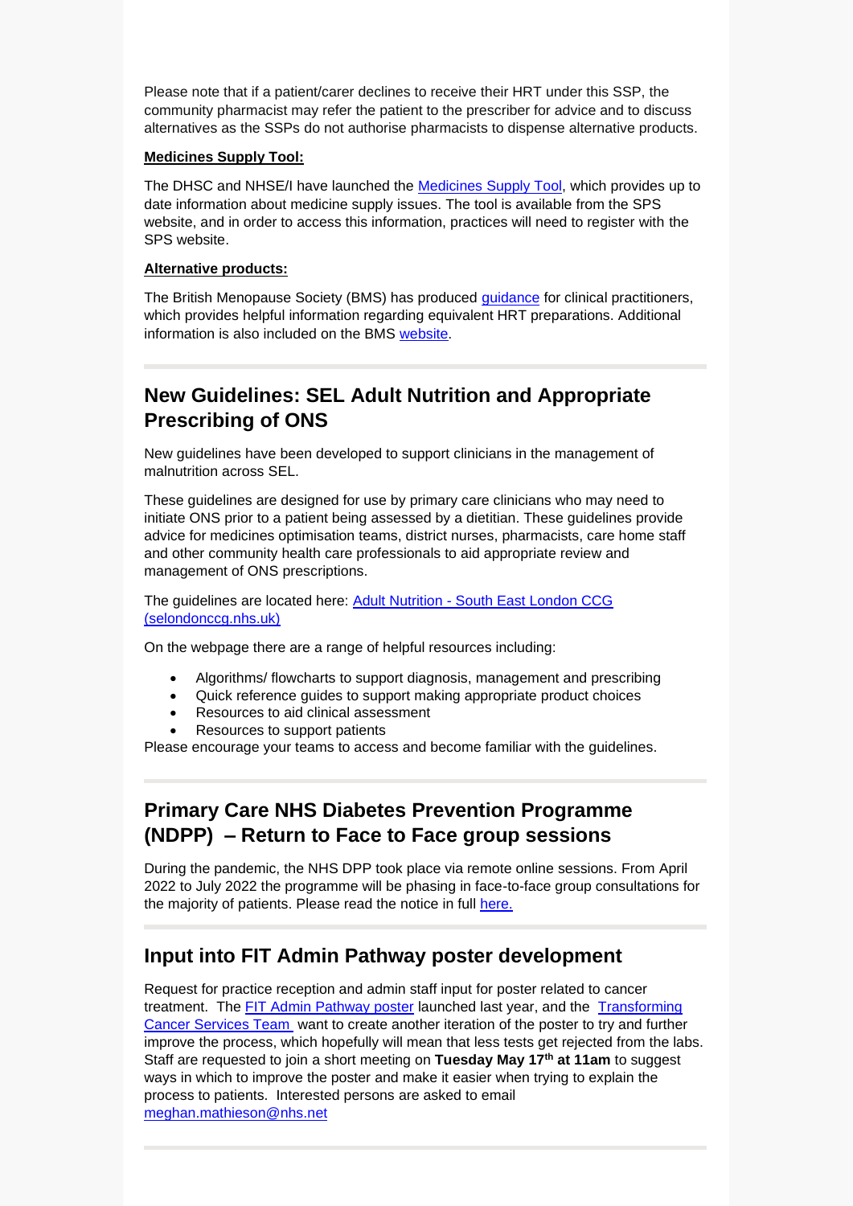Please note that if a patient/carer declines to receive their HRT under this SSP, the community pharmacist may refer the patient to the prescriber for advice and to discuss alternatives as the SSPs do not authorise pharmacists to dispense alternative products.

**Medicines Supply Tool:**

The DHSC and NHSE/I have launched the Medicines Supply Tool, which provides up to date information about medicine supply issues. The tool is available from the SPS website, and in order to access this information, practices will need to register with the SPS website.

**Alternative products:**

The British Menopause Society (BMS) has produced guidance for clinical practitioners, which provides helpful information regarding equivalent HRT preparations. Additional information is also included on the BMS website.

## New Guidelines: SEL Adult Nutrition and Appropriate Prescribing of ONS

New guidelines have been developed to support clinicians in the management of malnutrition across SEL.

These guidelines are designed for use by primary care clinicians who may need to initiate ONS prior to a patient being assessed by a dietitian. These guidelines provide advice for medicines optimisation teams, district nurses, pharmacists, care home staff and other community health care professionals to aid appropriate review and management of ONS prescriptions.

The guidelines are located here: Adult Nutrition - South East London CCG (selondonccg.nhs.uk)

On the webpage there are a range of helpful resources including:

- Algorithms/ flowcharts to support diagnosis, management and prescribing
- Quick reference guides to support making appropriate product choices
- Resources to aid clinical assessment
- Resources to support patients

Please encourage your teams to access and become familiar with the guidelines.

## Primary Care NHS Diabetes Prevention Programme (NDPP) – Return to Face to Face group sessions

During the pandemic, the NHS DPP took place via remote online sessions. From April 2022 to July 2022 the programme will be phasing in face-to-face group consultations for the majority of patients. Please read the notice in full here.

## Input into FIT Admin Pathway poster development

Request for practice reception and admin staff input for poster related to cancer treatment. The FIT Admin Pathway poster launched last year, and the Transforming Cancer Services Team want to create another iteration of the poster to try and further improve the process, which hopefully will mean that less tests get rejected from the labs. Staff are requested to join a short meeting on **Tuesday May 17th at 11am** to suggest ways in which to improve the poster and make it easier when trying to explain the process to patients. Interested persons are asked to email meghan.mathieson@nhs.net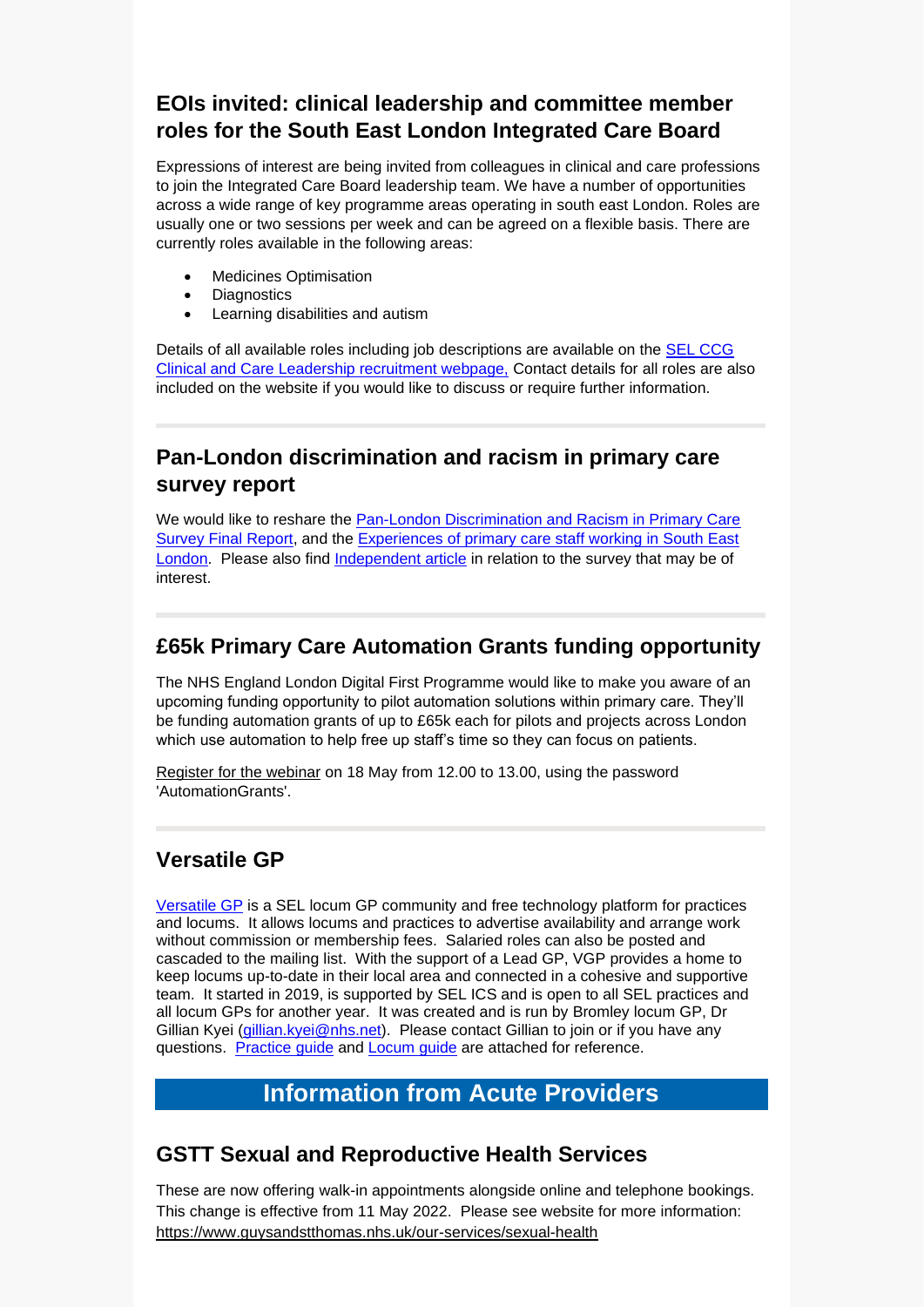## EOIs invited: clinical leadership and committee member roles for the South East London Integrated Care Board

Expressions of interest are being invited from colleagues in clinical and care professions to join the Integrated Care Board leadership team. We have a number of opportunities across a wide range of key programme areas operating in south east London. Roles are usually one or two sessions per week and can be agreed on a flexible basis. There are currently roles available in the following areas:

- Medicines Optimisation
- Diagnostics
- Learning disabilities and autism

Details of all available roles including job descriptions are available on the SEL CCG Clinical and Care Leadership recruitment webpage, Contact details for all roles are also included on the website if you would like to discuss or require further information.

---

## Pan-London discrimination and racism in primary care survey report

We would like to reshare the Pan-London Discrimination and Racism in Primary Care Survey Final Report, and the Experiences of primary care staff working in South East London. Please also find Independent article in relation to the survey that may be of interest.

---

## £65k Primary Care Automation Grants funding opportunity

The NHS England London Digital First Programme would like to make you aware of an upcoming funding opportunity to pilot automation solutions within primary care. They'll be funding automation grants of up to £65k each for pilots and projects across London which use automation to help free up staff's time so they can focus on patients.

Register for the webinar on 18 May from 12.00 to 13.00, using the password 'AutomationGrants'.

---

## Versatile GP

Versatile GP is a SEL locum GP community and free technology platform for practices and locums. It allows locums and practices to advertise availability and arrange work without commission or membership fees. Salaried roles can also be posted and cascaded to the mailing list. With the support of a Lead GP, VGP provides a home to keep locums up-to-date in their local area and connected in a cohesive and supportive team. It started in 2019, is supported by SEL ICS and is open to all SEL practices and all locum GPs for another year. It was created and is run by Bromley locum GP, Dr Gillian Kyei (gillian.kyei@nhs.net). Please contact Gillian to join or if you have any questions. Practice guide and Locum guide are attached for reference.

# Information from Acute Providers

## GSTT Sexual and Reproductive Health Services

These are now offering walk-in appointments alongside online and telephone bookings. This change is effective from 11 May 2022. Please see website for more information: https://www.guysandstthomas.nhs.uk/our-services/sexual-health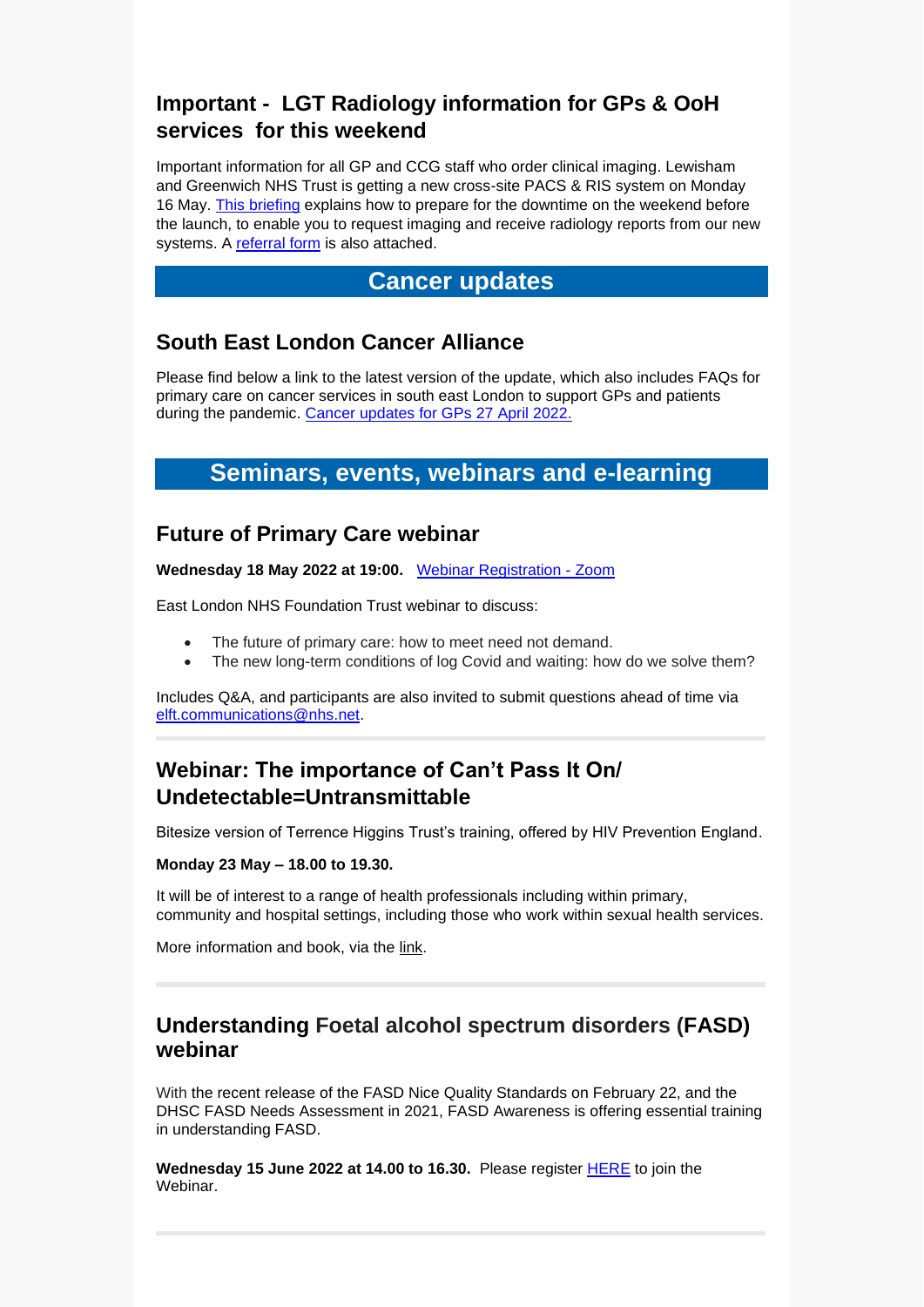## Important - LGT Radiology information for GPs & OoH services for this weekend

Important information for all GP and CCG staff who order clinical imaging. Lewisham and Greenwich NHS Trust is getting a new cross-site PACS & RIS system on Monday 16 May. This briefing explains how to prepare for the downtime on the weekend before the launch, to enable you to request imaging and receive radiology reports from our new systems. A referral form is also attached.

# Cancer updates

## South East London Cancer Alliance

Please find below a link to the latest version of the update, which also includes FAQs for primary care on cancer services in south east London to support GPs and patients during the pandemic. Cancer updates for GPs 27 April 2022.

# Seminars, events, webinars and e-learning

## Future of Primary Care webinar

**Wednesday 18 May 2022 at 19:00.** Webinar Registration - Zoom

East London NHS Foundation Trust webinar to discuss:

- The future of primary care: how to meet need not demand.
- The new long-term conditions of log Covid and waiting: how do we solve them?

Includes Q&A, and participants are also invited to submit questions ahead of time via elft.communications@nhs.net.

---

## Webinar: The importance of Can't Pass It On/ Undetectable=Untransmittable

Bitesize version of Terrence Higgins Trust's training, offered by HIV Prevention England.

**Monday 23 May – 18.00 to 19.30.**

It will be of interest to a range of health professionals including within primary, community and hospital settings, including those who work within sexual health services.

More information and book, via the link.

---

## Understanding Foetal alcohol spectrum disorders (FASD) webinar

With the recent release of the FASD Nice Quality Standards on February 22, and the DHSC FASD Needs Assessment in 2021, FASD Awareness is offering essential training in understanding FASD.

**Wednesday 15 June 2022 at 14.00 to 16.30.** Please register HERE to join the Webinar.

---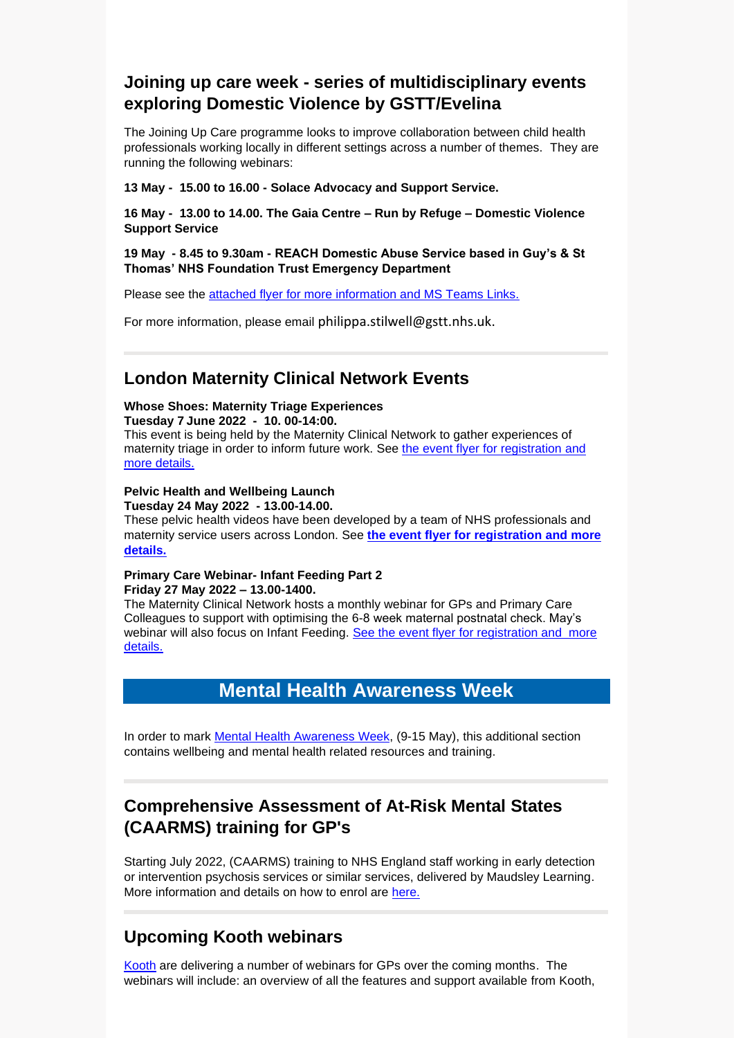## Joining up care week - series of multidisciplinary events exploring Domestic Violence by GSTT/Evelina

The Joining Up Care programme looks to improve collaboration between child health professionals working locally in different settings across a number of themes. They are running the following webinars:

**13 May - 15.00 to 16.00 - Solace Advocacy and Support Service.**

**16 May - 13.00 to 14.00. The Gaia Centre – Run by Refuge – Domestic Violence Support Service**

**19 May - 8.45 to 9.30am - REACH Domestic Abuse Service based in Guy's & St Thomas' NHS Foundation Trust Emergency Department**

Please see the attached flyer for more information and MS Teams Links.

For more information, please email philippa.stilwell@gstt.nhs.uk.

## London Maternity Clinical Network Events

**Whose Shoes: Maternity Triage Experiences**
**Tuesday 7 June 2022 - 10. 00-14:00.**
This event is being held by the Maternity Clinical Network to gather experiences of maternity triage in order to inform future work. See the event flyer for registration and more details.

**Pelvic Health and Wellbeing Launch**
**Tuesday 24 May 2022 - 13.00-14.00.**
These pelvic health videos have been developed by a team of NHS professionals and maternity service users across London. See **the event flyer for registration and more details.**

**Primary Care Webinar- Infant Feeding Part 2**
**Friday 27 May 2022 – 13.00-1400.**
The Maternity Clinical Network hosts a monthly webinar for GPs and Primary Care Colleagues to support with optimising the 6-8 week maternal postnatal check. May's webinar will also focus on Infant Feeding. See the event flyer for registration and more details.

# Mental Health Awareness Week

In order to mark Mental Health Awareness Week, (9-15 May), this additional section contains wellbeing and mental health related resources and training.

## Comprehensive Assessment of At-Risk Mental States (CAARMS) training for GP's

Starting July 2022, (CAARMS) training to NHS England staff working in early detection or intervention psychosis services or similar services, delivered by Maudsley Learning. More information and details on how to enrol are here.

## Upcoming Kooth webinars

Kooth are delivering a number of webinars for GPs over the coming months. The webinars will include: an overview of all the features and support available from Kooth,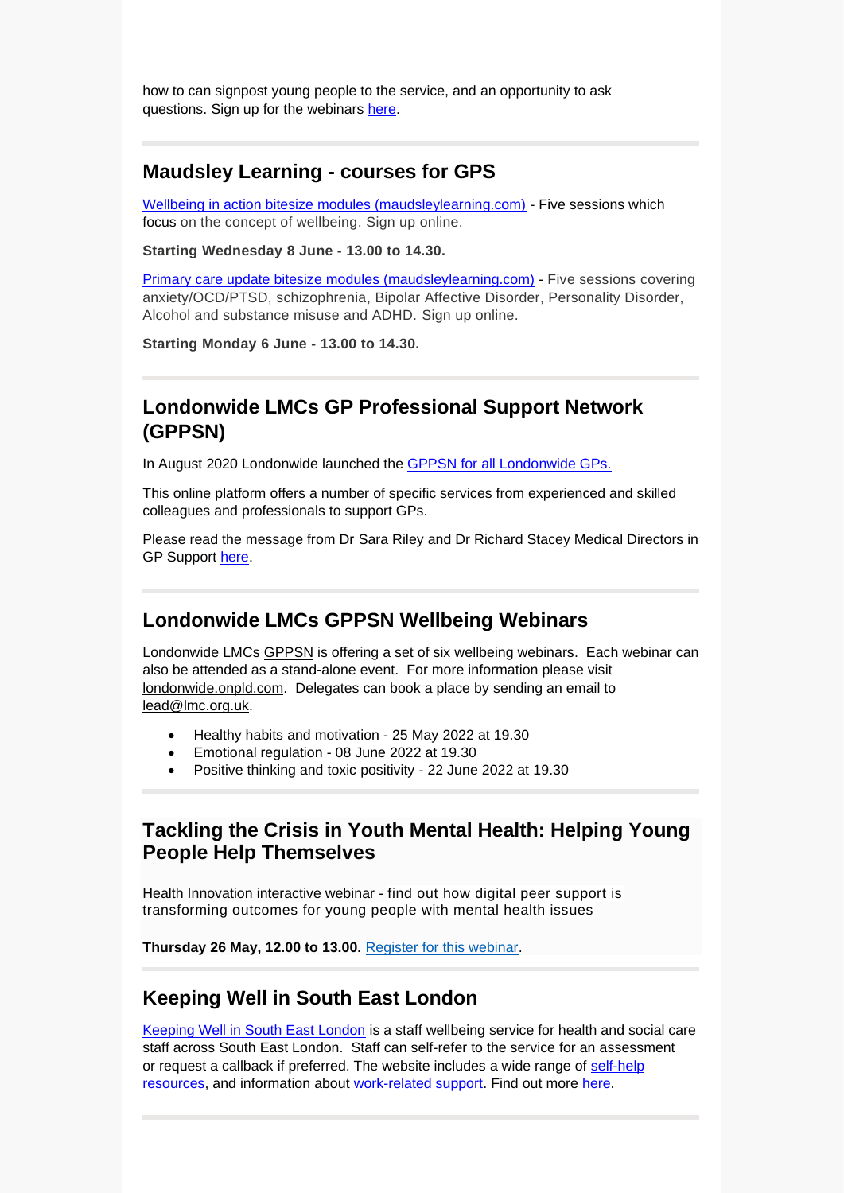how to can signpost young people to the service, and an opportunity to ask questions. Sign up for the webinars here.

---

## Maudsley Learning - courses for GPS

Wellbeing in action bitesize modules (maudsleylearning.com) - Five sessions which focus on the concept of wellbeing. Sign up online.

**Starting Wednesday 8 June - 13.00 to 14.30.**

Primary care update bitesize modules (maudsleylearning.com) - Five sessions covering anxiety/OCD/PTSD, schizophrenia, Bipolar Affective Disorder, Personality Disorder, Alcohol and substance misuse and ADHD. Sign up online.

**Starting Monday 6 June - 13.00 to 14.30.**

---

## Londonwide LMCs GP Professional Support Network (GPPSN)

In August 2020 Londonwide launched the GPPSN for all Londonwide GPs.

This online platform offers a number of specific services from experienced and skilled colleagues and professionals to support GPs.

Please read the message from Dr Sara Riley and Dr Richard Stacey Medical Directors in GP Support here.

---

## Londonwide LMCs GPPSN Wellbeing Webinars

Londonwide LMCs GPPSN is offering a set of six wellbeing webinars. Each webinar can also be attended as a stand-alone event. For more information please visit londonwide.onpld.com. Delegates can book a place by sending an email to lead@lmc.org.uk.

- Healthy habits and motivation - 25 May 2022 at 19.30
- Emotional regulation - 08 June 2022 at 19.30
- Positive thinking and toxic positivity - 22 June 2022 at 19.30

---

## Tackling the Crisis in Youth Mental Health: Helping Young People Help Themselves

Health Innovation interactive webinar - find out how digital peer support is transforming outcomes for young people with mental health issues

**Thursday 26 May, 12.00 to 13.00.** Register for this webinar.

---

## Keeping Well in South East London

Keeping Well in South East London is a staff wellbeing service for health and social care staff across South East London. Staff can self-refer to the service for an assessment or request a callback if preferred. The website includes a wide range of self-help resources, and information about work-related support. Find out more here.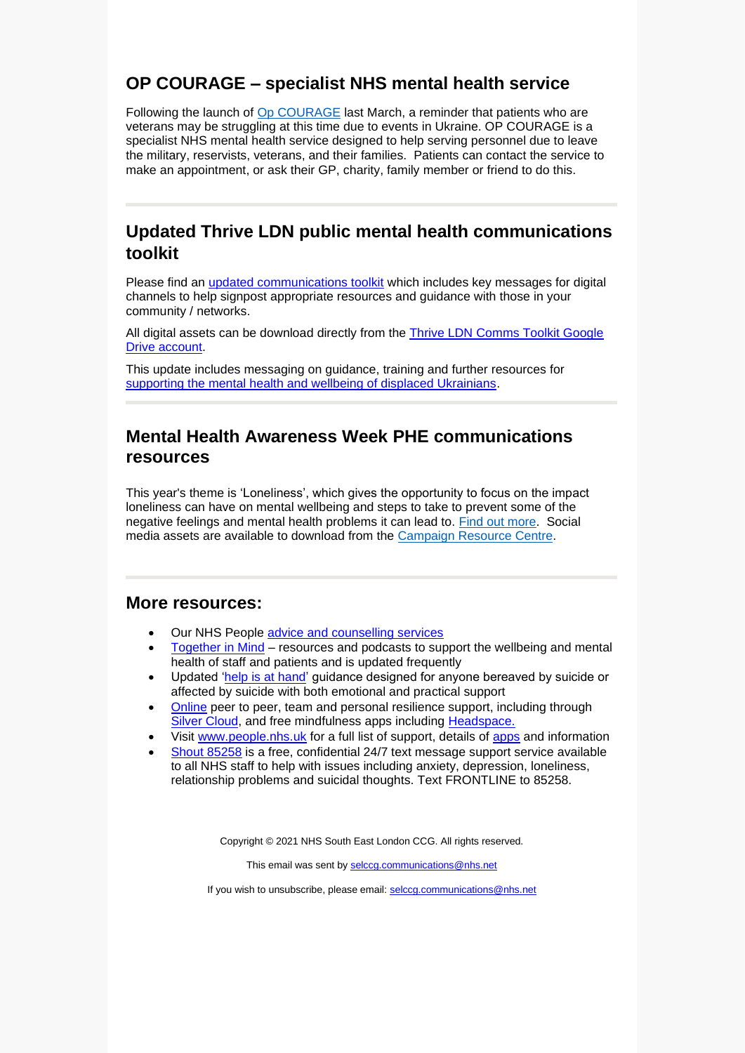## OP COURAGE – specialist NHS mental health service

Following the launch of Op COURAGE last March, a reminder that patients who are veterans may be struggling at this time due to events in Ukraine. OP COURAGE is a specialist NHS mental health service designed to help serving personnel due to leave the military, reservists, veterans, and their families. Patients can contact the service to make an appointment, or ask their GP, charity, family member or friend to do this.

---

## Updated Thrive LDN public mental health communications toolkit

Please find an updated communications toolkit which includes key messages for digital channels to help signpost appropriate resources and guidance with those in your community / networks.

All digital assets can be download directly from the Thrive LDN Comms Toolkit Google Drive account.

This update includes messaging on guidance, training and further resources for supporting the mental health and wellbeing of displaced Ukrainians.

---

## Mental Health Awareness Week PHE communications resources

This year's theme is 'Loneliness', which gives the opportunity to focus on the impact loneliness can have on mental wellbeing and steps to take to prevent some of the negative feelings and mental health problems it can lead to. Find out more. Social media assets are available to download from the Campaign Resource Centre.

---

## More resources:

- Our NHS People advice and counselling services
- Together in Mind – resources and podcasts to support the wellbeing and mental health of staff and patients and is updated frequently
- Updated 'help is at hand' guidance designed for anyone bereaved by suicide or affected by suicide with both emotional and practical support
- Online peer to peer, team and personal resilience support, including through Silver Cloud, and free mindfulness apps including Headspace.
- Visit www.people.nhs.uk for a full list of support, details of apps and information
- Shout 85258 is a free, confidential 24/7 text message support service available to all NHS staff to help with issues including anxiety, depression, loneliness, relationship problems and suicidal thoughts. Text FRONTLINE to 85258.

Copyright © 2021 NHS South East London CCG. All rights reserved.

This email was sent by selccg.communications@nhs.net

If you wish to unsubscribe, please email: selccg.communications@nhs.net